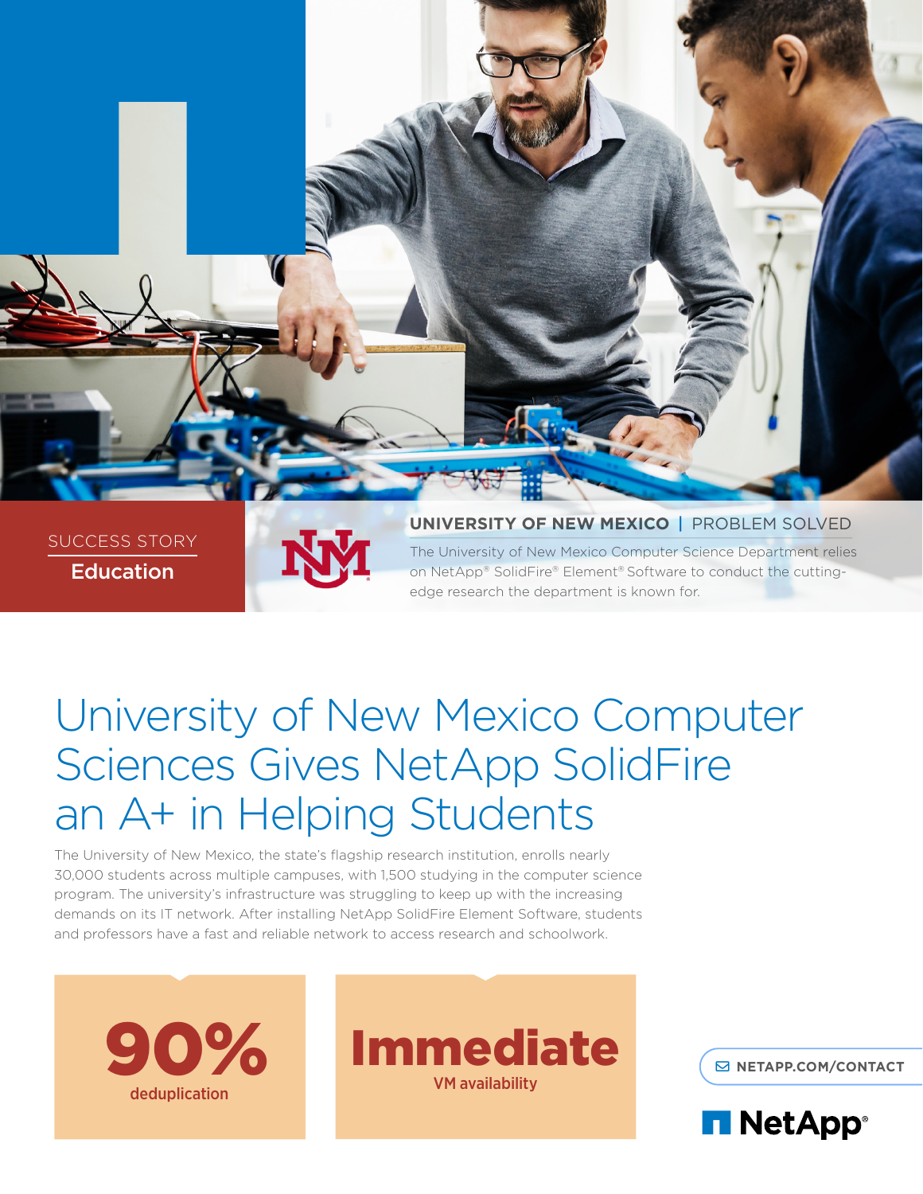SUCCESS STORY

**Education**

**UNIVERSITY OF NEW MEXICO** | PROBLEM SOLVED

The University of New Mexico Computer Science Department relies on NetApp® SolidFire® Element® Software to conduct the cutting-edge research the department is known for.

# University of New Mexico Computer Sciences Gives NetApp SolidFire an A+ in Helping Students

The University of New Mexico, the state's flagship research institution, enrolls nearly 30,000 students across multiple campuses, with 1,500 studying in the computer science program. The university's infrastructure was struggling to keep up with the increasing demands on its IT network. After installing NetApp SolidFire Element Software, students and professors have a fast and reliable network to access research and schoolwork.

**90%**
deduplication

**Immediate**
VM availability

NETAPP.COM/CONTACT

NetApp®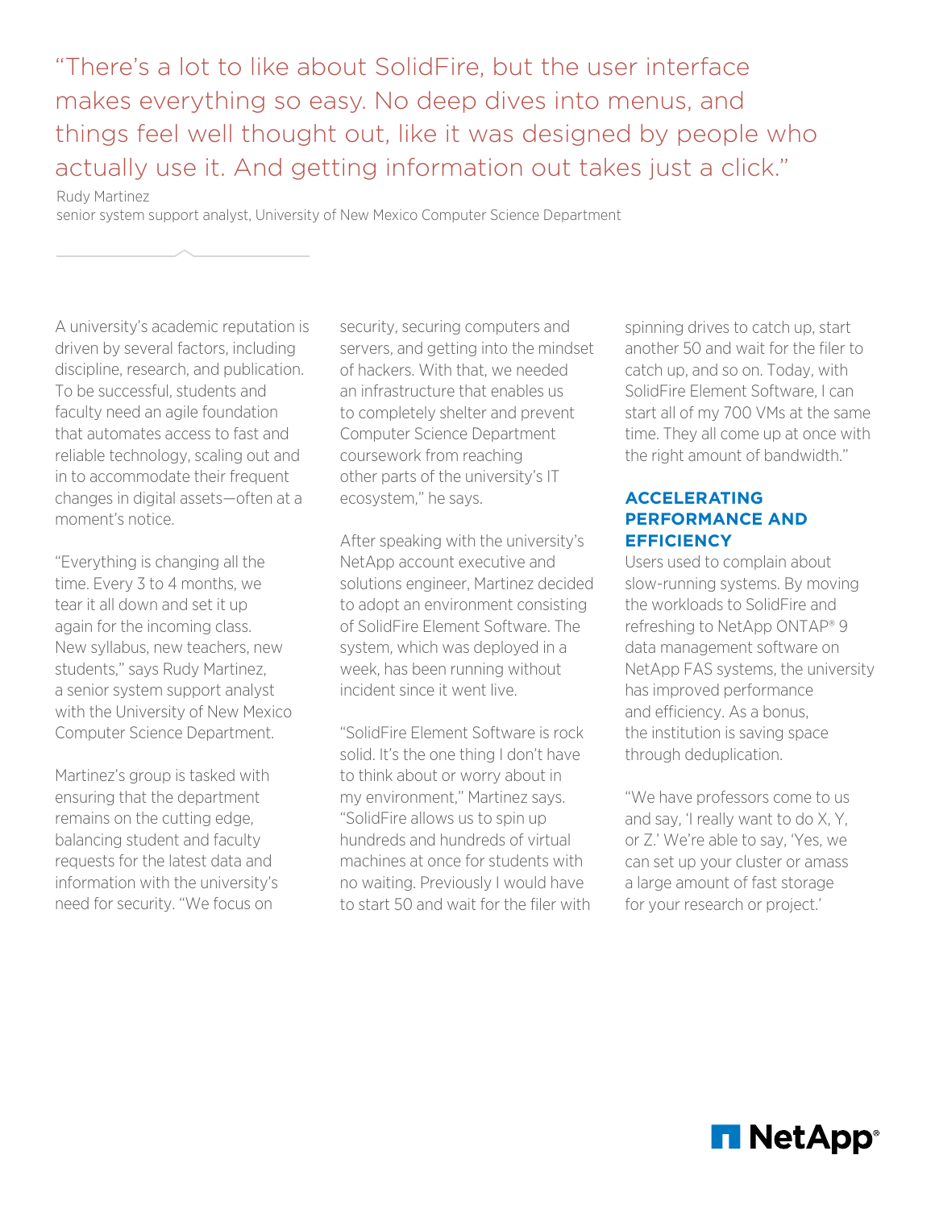> "There's a lot to like about SolidFire, but the user interface makes everything so easy. No deep dives into menus, and things feel well thought out, like it was designed by people who actually use it. And getting information out takes just a click."

Rudy Martinez
senior system support analyst, University of New Mexico Computer Science Department

A university's academic reputation is driven by several factors, including discipline, research, and publication. To be successful, students and faculty need an agile foundation that automates access to fast and reliable technology, scaling out and in to accommodate their frequent changes in digital assets—often at a moment's notice.

"Everything is changing all the time. Every 3 to 4 months, we tear it all down and set it up again for the incoming class. New syllabus, new teachers, new students," says Rudy Martinez, a senior system support analyst with the University of New Mexico Computer Science Department.

Martinez's group is tasked with ensuring that the department remains on the cutting edge, balancing student and faculty requests for the latest data and information with the university's need for security. "We focus on security, securing computers and servers, and getting into the mindset of hackers. With that, we needed an infrastructure that enables us to completely shelter and prevent Computer Science Department coursework from reaching other parts of the university's IT ecosystem," he says.

After speaking with the university's NetApp account executive and solutions engineer, Martinez decided to adopt an environment consisting of SolidFire Element Software. The system, which was deployed in a week, has been running without incident since it went live.

"SolidFire Element Software is rock solid. It's the one thing I don't have to think about or worry about in my environment," Martinez says. "SolidFire allows us to spin up hundreds and hundreds of virtual machines at once for students with no waiting. Previously I would have to start 50 and wait for the filer with spinning drives to catch up, start another 50 and wait for the filer to catch up, and so on. Today, with SolidFire Element Software, I can start all of my 700 VMs at the same time. They all come up at once with the right amount of bandwidth."

## ACCELERATING PERFORMANCE AND EFFICIENCY

Users used to complain about slow-running systems. By moving the workloads to SolidFire and refreshing to NetApp ONTAP® 9 data management software on NetApp FAS systems, the university has improved performance and efficiency. As a bonus, the institution is saving space through deduplication.

"We have professors come to us and say, 'I really want to do X, Y, or Z.' We're able to say, 'Yes, we can set up your cluster or amass a large amount of fast storage for your research or project.'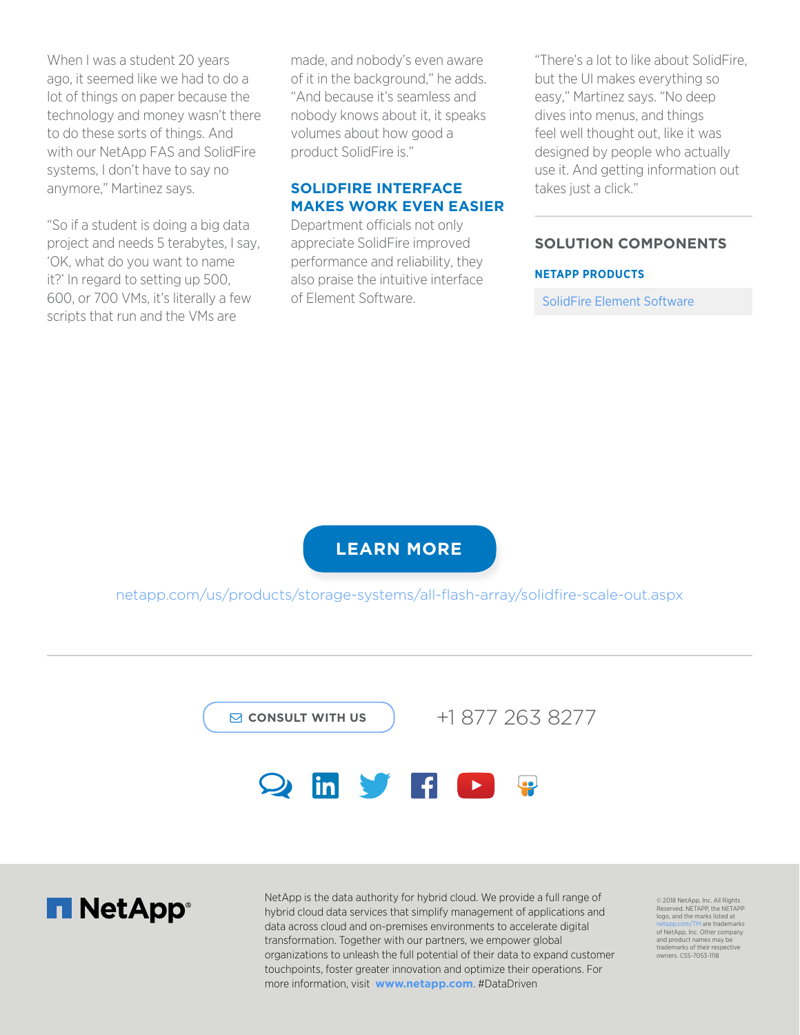When I was a student 20 years ago, it seemed like we had to do a lot of things on paper because the technology and money wasn't there to do these sorts of things. And with our NetApp FAS and SolidFire systems, I don't have to say no anymore," Martinez says.

"So if a student is doing a big data project and needs 5 terabytes, I say, 'OK, what do you want to name it?' In regard to setting up 500, 600, or 700 VMs, it's literally a few scripts that run and the VMs are made, and nobody's even aware of it in the background," he adds. "And because it's seamless and nobody knows about it, it speaks volumes about how good a product SolidFire is."

## SOLIDFIRE INTERFACE MAKES WORK EVEN EASIER

Department officials not only appreciate SolidFire improved performance and reliability, they also praise the intuitive interface of Element Software.

"There's a lot to like about SolidFire, but the UI makes everything so easy," Martinez says. "No deep dives into menus, and things feel well thought out, like it was designed by people who actually use it. And getting information out takes just a click."

## SOLUTION COMPONENTS

### NETAPP PRODUCTS

SolidFire Element Software

**LEARN MORE**

netapp.com/us/products/storage-systems/all-flash-array/solidfire-scale-out.aspx

CONSULT WITH US

+1 877 263 8277

NetApp

NetApp is the data authority for hybrid cloud. We provide a full range of hybrid cloud data services that simplify management of applications and data across cloud and on-premises environments to accelerate digital transformation. Together with our partners, we empower global organizations to unleash the full potential of their data to expand customer touchpoints, foster greater innovation and optimize their operations. For more information, visit **www.netapp.com**. #DataDriven

© 2018 NetApp, Inc. All Rights Reserved. NETAPP, the NETAPP logo, and the marks listed at netapp.com/TM are trademarks of NetApp, Inc. Other company and product names may be trademarks of their respective owners. CSS-7053-1118